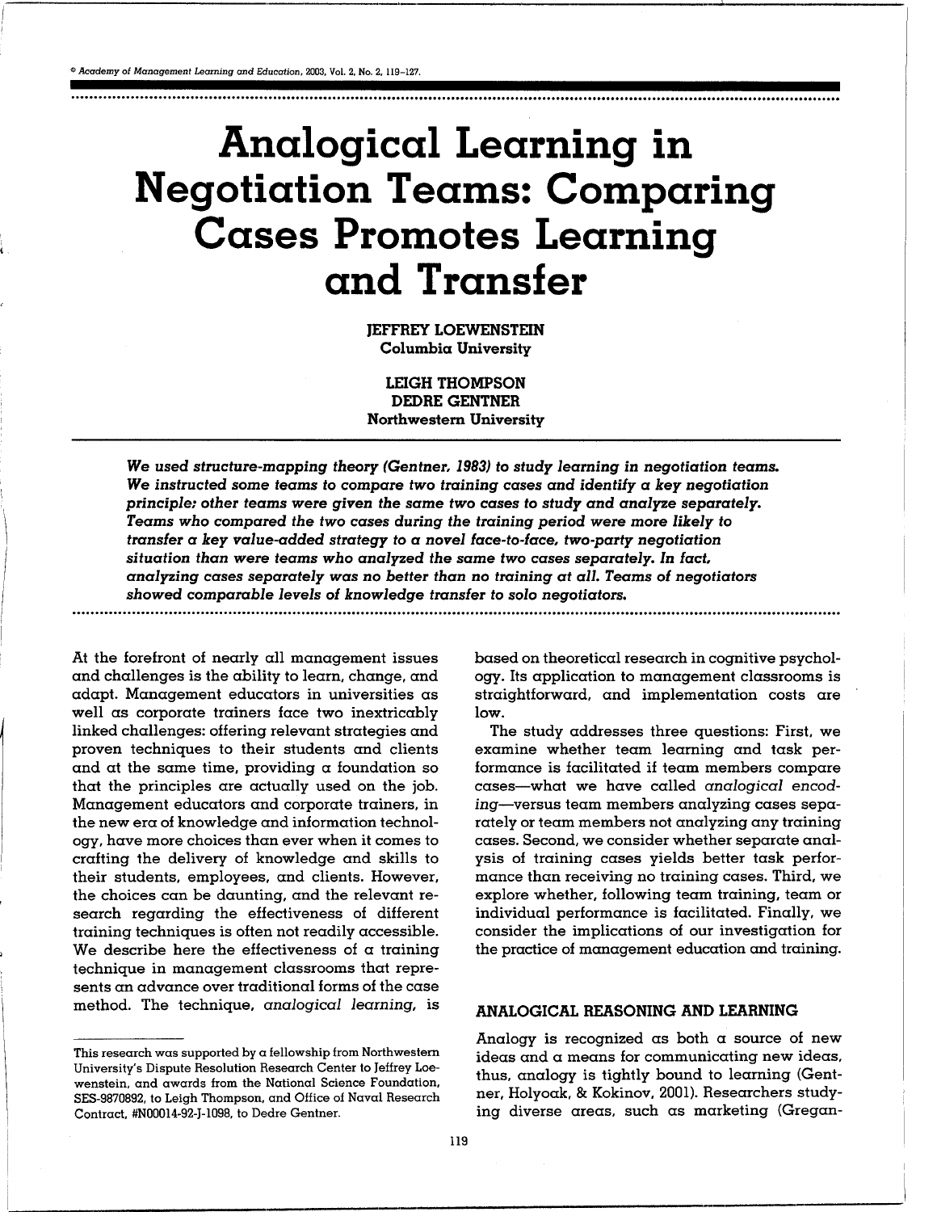# Analogical Learning in Negotiation Teams: Comparing Cases Promotes Learning and Transfer

**JEFFREY LOEWENSTEIN**
**Columbia University**

**LEIGH THOMPSON**
**DEDRE GENTNER**
**Northwestern University**

***We used structure-mapping theory (Gentner, 1983) to study learning in negotiation teams. We instructed some teams to compare two training cases and identify a key negotiation principle; other teams were given the same two cases to study and analyze separately. Teams who compared the two cases during the training period were more likely to transfer a key value-added strategy to a novel face-to-face, two-party negotiation situation than were teams who analyzed the same two cases separately. In fact, analyzing cases separately was no better than no training at all. Teams of negotiators showed comparable levels of knowledge transfer to solo negotiators.***

At the forefront of nearly all management issues and challenges is the ability to learn, change, and adapt. Management educators in universities as well as corporate trainers face two inextricably linked challenges: offering relevant strategies and proven techniques to their students and clients and at the same time, providing a foundation so that the principles are actually used on the job. Management educators and corporate trainers, in the new era of knowledge and information technology, have more choices than ever when it comes to crafting the delivery of knowledge and skills to their students, employees, and clients. However, the choices can be daunting, and the relevant research regarding the effectiveness of different training techniques is often not readily accessible. We describe here the effectiveness of a training technique in management classrooms that represents an advance over traditional forms of the case method. The technique, *analogical learning,* is based on theoretical research in cognitive psychology. Its application to management classrooms is straightforward, and implementation costs are low.

The study addresses three questions: First, we examine whether team learning and task performance is facilitated if team members compare cases—what we have called *analogical encoding*—versus team members analyzing cases separately or team members not analyzing any training cases. Second, we consider whether separate analysis of training cases yields better task performance than receiving no training cases. Third, we explore whether, following team training, team or individual performance is facilitated. Finally, we consider the implications of our investigation for the practice of management education and training.

## ANALOGICAL REASONING AND LEARNING

Analogy is recognized as both a source of new ideas and a means for communicating new ideas, thus, analogy is tightly bound to learning (Gentner, Holyoak, & Kokinov, 2001). Researchers studying diverse areas, such as marketing (Gregan-

---

This research was supported by a fellowship from Northwestern University's Dispute Resolution Research Center to Jeffrey Loewenstein, and awards from the National Science Foundation, SES-9870892, to Leigh Thompson, and Office of Naval Research Contract, #N00014-92-J-1098, to Dedre Gentner.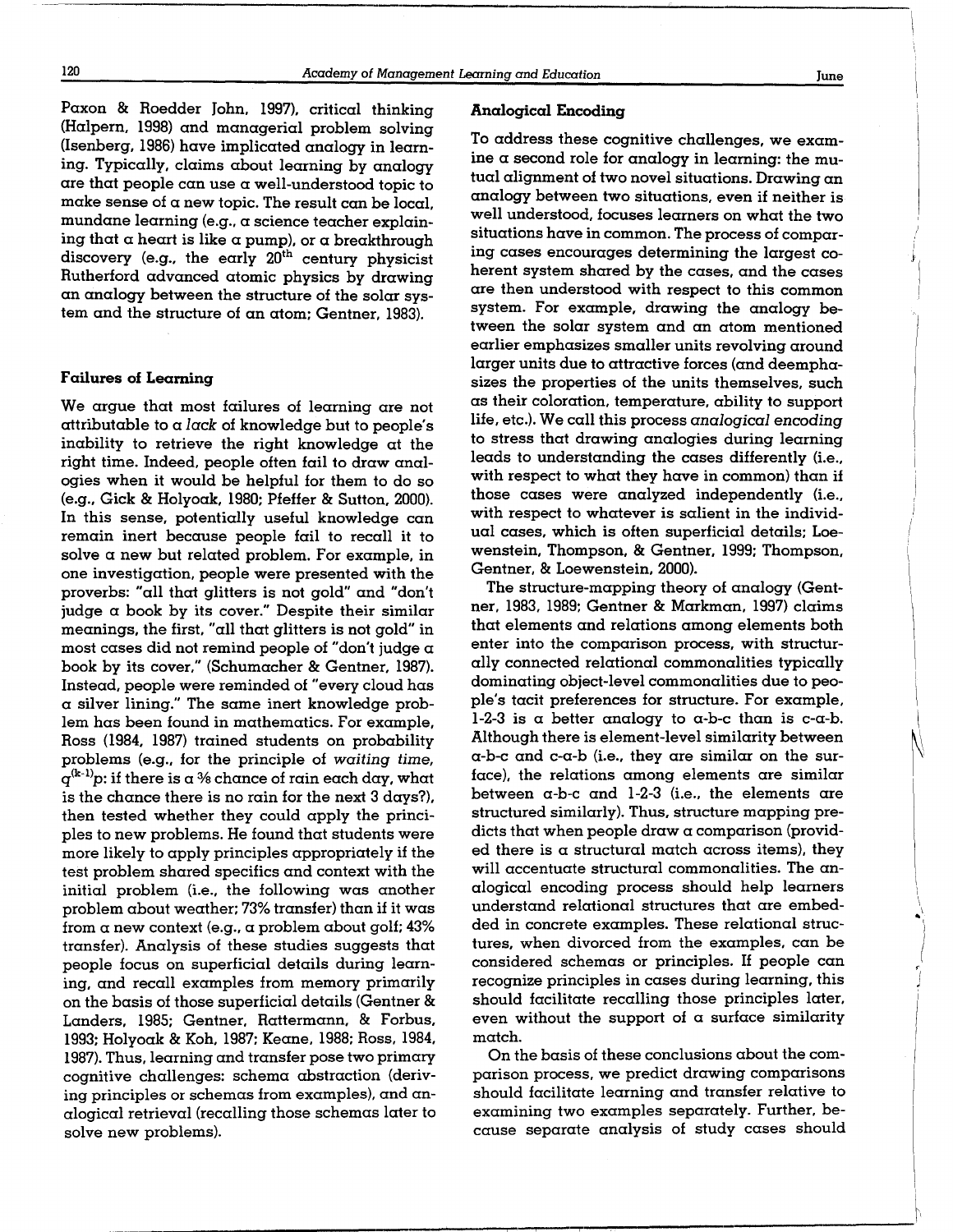Paxon & Roedder John, 1997), critical thinking (Halpern, 1998) and managerial problem solving (Isenberg, 1986) have implicated analogy in learning. Typically, claims about learning by analogy are that people can use a well-understood topic to make sense of a new topic. The result can be local, mundane learning (e.g., a science teacher explaining that a heart is like a pump), or a breakthrough discovery (e.g., the early 20[th] century physicist Rutherford advanced atomic physics by drawing an analogy between the structure of the solar system and the structure of an atom; Gentner, 1983).

### Failures of Learning

We argue that most failures of learning are not attributable to a *lack* of knowledge but to people's inability to retrieve the right knowledge at the right time. Indeed, people often fail to draw analogies when it would be helpful for them to do so (e.g., Gick & Holyoak, 1980; Pfeffer & Sutton, 2000). In this sense, potentially useful knowledge can remain inert because people fail to recall it to solve a new but related problem. For example, in one investigation, people were presented with the proverbs: "all that glitters is not gold" and "don't judge a book by its cover." Despite their similar meanings, the first, "all that glitters is not gold" in most cases did not remind people of "don't judge a book by its cover," (Schumacher & Gentner, 1987). Instead, people were reminded of "every cloud has a silver lining." The same inert knowledge problem has been found in mathematics. For example, Ross (1984, 1987) trained students on probability problems (e.g., for the principle of *waiting time*, $q^{(k-1)}p$: if there is a ⅗ chance of rain each day, what is the chance there is no rain for the next 3 days?), then tested whether they could apply the principles to new problems. He found that students were more likely to apply principles appropriately if the test problem shared specifics and context with the initial problem (i.e., the following was another problem about weather; 73% transfer) than if it was from a new context (e.g., a problem about golf; 43% transfer). Analysis of these studies suggests that people focus on superficial details during learning, and recall examples from memory primarily on the basis of those superficial details (Gentner & Landers, 1985; Gentner, Rattermann, & Forbus, 1993; Holyoak & Koh, 1987; Keane, 1988; Ross, 1984, 1987). Thus, learning and transfer pose two primary cognitive challenges: schema abstraction (deriving principles or schemas from examples), and analogical retrieval (recalling those schemas later to solve new problems).

### Analogical Encoding

To address these cognitive challenges, we examine a second role for analogy in learning: the mutual alignment of two novel situations. Drawing an analogy between two situations, even if neither is well understood, focuses learners on what the two situations have in common. The process of comparing cases encourages determining the largest coherent system shared by the cases, and the cases are then understood with respect to this common system. For example, drawing the analogy between the solar system and an atom mentioned earlier emphasizes smaller units revolving around larger units due to attractive forces (and deemphasizes the properties of the units themselves, such as their coloration, temperature, ability to support life, etc.). We call this process *analogical encoding* to stress that drawing analogies during learning leads to understanding the cases differently (i.e., with respect to what they have in common) than if those cases were analyzed independently (i.e., with respect to whatever is salient in the individual cases, which is often superficial details; Loewenstein, Thompson, & Gentner, 1999; Thompson, Gentner, & Loewenstein, 2000).

The structure-mapping theory of analogy (Gentner, 1983, 1989; Gentner & Markman, 1997) claims that elements and relations among elements both enter into the comparison process, with structurally connected relational commonalities typically dominating object-level commonalities due to people's tacit preferences for structure. For example, 1-2-3 is a better analogy to a-b-c than is c-a-b. Although there is element-level similarity between a-b-c and c-a-b (i.e., they are similar on the surface), the relations among elements are similar between a-b-c and 1-2-3 (i.e., the elements are structured similarly). Thus, structure mapping predicts that when people draw a comparison (provided there is a structural match across items), they will accentuate structural commonalities. The analogical encoding process should help learners understand relational structures that are embedded in concrete examples. These relational structures, when divorced from the examples, can be considered schemas or principles. If people can recognize principles in cases during learning, this should facilitate recalling those principles later, even without the support of a surface similarity match.

On the basis of these conclusions about the comparison process, we predict drawing comparisons should facilitate learning and transfer relative to examining two examples separately. Further, because separate analysis of study cases should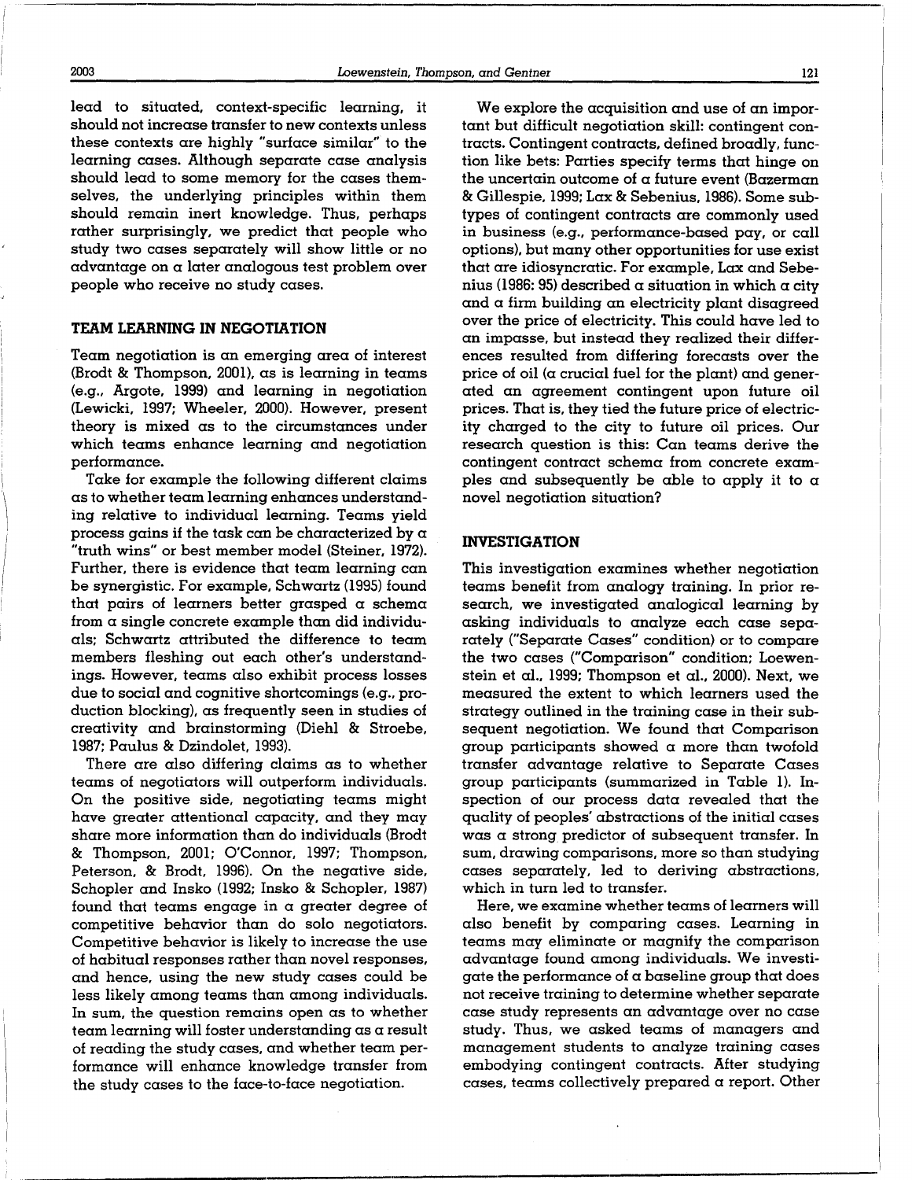lead to situated, context-specific learning, it should not increase transfer to new contexts unless these contexts are highly "surface similar" to the learning cases. Although separate case analysis should lead to some memory for the cases themselves, the underlying principles within them should remain inert knowledge. Thus, perhaps rather surprisingly, we predict that people who study two cases separately will show little or no advantage on a later analogous test problem over people who receive no study cases.

## TEAM LEARNING IN NEGOTIATION

Team negotiation is an emerging area of interest (Brodt & Thompson, 2001), as is learning in teams (e.g., Argote, 1999) and learning in negotiation (Lewicki, 1997; Wheeler, 2000). However, present theory is mixed as to the circumstances under which teams enhance learning and negotiation performance.

Take for example the following different claims as to whether team learning enhances understanding relative to individual learning. Teams yield process gains if the task can be characterized by a "truth wins" or best member model (Steiner, 1972). Further, there is evidence that team learning can be synergistic. For example, Schwartz (1995) found that pairs of learners better grasped a schema from a single concrete example than did individuals; Schwartz attributed the difference to team members fleshing out each other's understandings. However, teams also exhibit process losses due to social and cognitive shortcomings (e.g., production blocking), as frequently seen in studies of creativity and brainstorming (Diehl & Stroebe, 1987; Paulus & Dzindolet, 1993).

There are also differing claims as to whether teams of negotiators will outperform individuals. On the positive side, negotiating teams might have greater attentional capacity, and they may share more information than do individuals (Brodt & Thompson, 2001; O'Connor, 1997; Thompson, Peterson, & Brodt, 1996). On the negative side, Schopler and Insko (1992; Insko & Schopler, 1987) found that teams engage in a greater degree of competitive behavior than do solo negotiators. Competitive behavior is likely to increase the use of habitual responses rather than novel responses, and hence, using the new study cases could be less likely among teams than among individuals. In sum, the question remains open as to whether team learning will foster understanding as a result of reading the study cases, and whether team performance will enhance knowledge transfer from the study cases to the face-to-face negotiation.

We explore the acquisition and use of an important but difficult negotiation skill: contingent contracts. Contingent contracts, defined broadly, function like bets: Parties specify terms that hinge on the uncertain outcome of a future event (Bazerman & Gillespie, 1999; Lax & Sebenius, 1986). Some subtypes of contingent contracts are commonly used in business (e.g., performance-based pay, or call options), but many other opportunities for use exist that are idiosyncratic. For example, Lax and Sebenius (1986: 95) described a situation in which a city and a firm building an electricity plant disagreed over the price of electricity. This could have led to an impasse, but instead they realized their differences resulted from differing forecasts over the price of oil (a crucial fuel for the plant) and generated an agreement contingent upon future oil prices. That is, they tied the future price of electricity charged to the city to future oil prices. Our research question is this: Can teams derive the contingent contract schema from concrete examples and subsequently be able to apply it to a novel negotiation situation?

## INVESTIGATION

This investigation examines whether negotiation teams benefit from analogy training. In prior research, we investigated analogical learning by asking individuals to analyze each case separately ("Separate Cases" condition) or to compare the two cases ("Comparison" condition; Loewenstein et al., 1999; Thompson et al., 2000). Next, we measured the extent to which learners used the strategy outlined in the training case in their subsequent negotiation. We found that Comparison group participants showed a more than twofold transfer advantage relative to Separate Cases group participants (summarized in Table 1). Inspection of our process data revealed that the quality of peoples' abstractions of the initial cases was a strong predictor of subsequent transfer. In sum, drawing comparisons, more so than studying cases separately, led to deriving abstractions, which in turn led to transfer.

Here, we examine whether teams of learners will also benefit by comparing cases. Learning in teams may eliminate or magnify the comparison advantage found among individuals. We investigate the performance of a baseline group that does not receive training to determine whether separate case study represents an advantage over no case study. Thus, we asked teams of managers and management students to analyze training cases embodying contingent contracts. After studying cases, teams collectively prepared a report. Other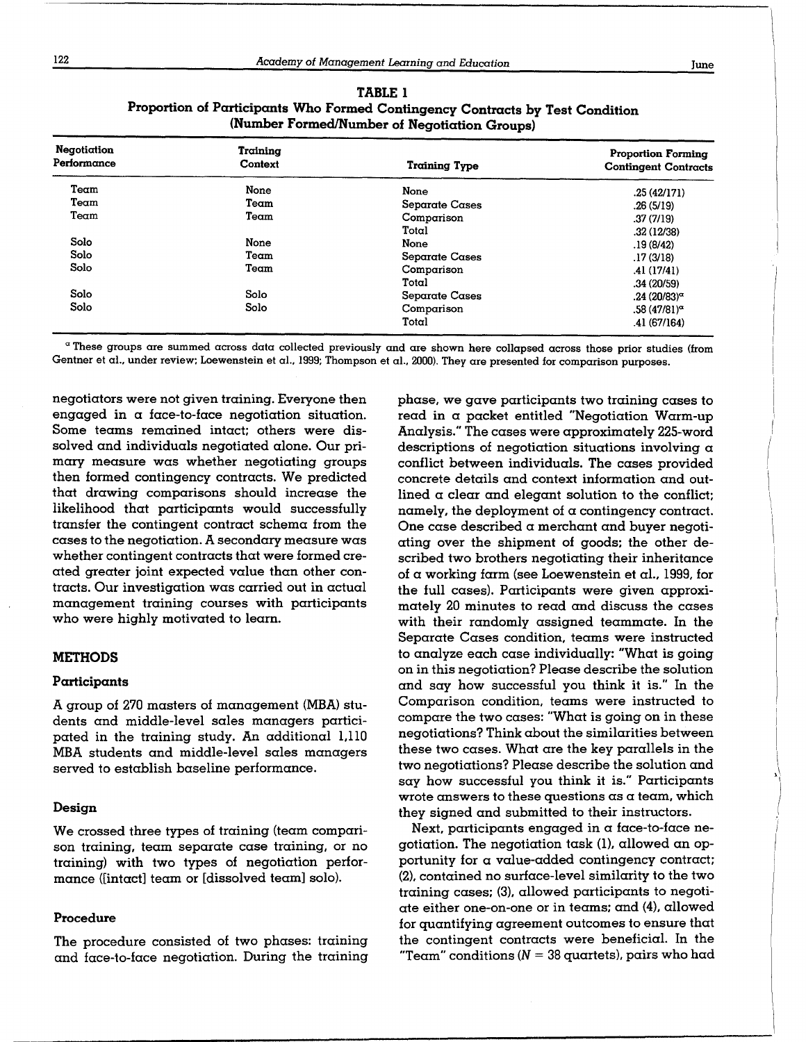**TABLE 1**
**Proportion of Participants Who Formed Contingency Contracts by Test Condition (Number Formed/Number of Negotiation Groups)**

| Negotiation Performance | Training Context | Training Type | Proportion Forming Contingent Contracts |
|---|---|---|---|
| Team | None | None | .25 (42/171) |
| Team | Team | Separate Cases | .26 (5/19) |
| Team | Team | Comparison | .37 (7/19) |
| | | Total | .32 (12/38) |
| Solo | None | None | .19 (8/42) |
| Solo | Team | Separate Cases | .17 (3/18) |
| Solo | Team | Comparison | .41 (17/41) |
| | | Total | .34 (20/59) |
| Solo | Solo | Separate Cases | .24 (20/83)[a] |
| Solo | Solo | Comparison | .58 (47/81)[a] |
| | | Total | .41 (67/164) |

[a] These groups are summed across data collected previously and are shown here collapsed across those prior studies (from Gentner et al., under review; Loewenstein et al., 1999; Thompson et al., 2000). They are presented for comparison purposes.

negotiators were not given training. Everyone then engaged in a face-to-face negotiation situation. Some teams remained intact; others were dissolved and individuals negotiated alone. Our primary measure was whether negotiating groups then formed contingency contracts. We predicted that drawing comparisons should increase the likelihood that participants would successfully transfer the contingent contract schema from the cases to the negotiation. A secondary measure was whether contingent contracts that were formed created greater joint expected value than other contracts. Our investigation was carried out in actual management training courses with participants who were highly motivated to learn.

## METHODS

### Participants

A group of 270 masters of management (MBA) students and middle-level sales managers participated in the training study. An additional 1,110 MBA students and middle-level sales managers served to establish baseline performance.

### Design

We crossed three types of training (team comparison training, team separate case training, or no training) with two types of negotiation performance ([intact] team or [dissolved team] solo).

### Procedure

The procedure consisted of two phases: training and face-to-face negotiation. During the training phase, we gave participants two training cases to read in a packet entitled "Negotiation Warm-up Analysis." The cases were approximately 225-word descriptions of negotiation situations involving a conflict between individuals. The cases provided concrete details and context information and outlined a clear and elegant solution to the conflict; namely, the deployment of a contingency contract. One case described a merchant and buyer negotiating over the shipment of goods; the other described two brothers negotiating their inheritance of a working farm (see Loewenstein et al., 1999, for the full cases). Participants were given approximately 20 minutes to read and discuss the cases with their randomly assigned teammate. In the Separate Cases condition, teams were instructed to analyze each case individually: "What is going on in this negotiation? Please describe the solution and say how successful you think it is." In the Comparison condition, teams were instructed to compare the two cases: "What is going on in these negotiations? Think about the similarities between these two cases. What are the key parallels in the two negotiations? Please describe the solution and say how successful you think it is." Participants wrote answers to these questions as a team, which they signed and submitted to their instructors.

Next, participants engaged in a face-to-face negotiation. The negotiation task (1), allowed an opportunity for a value-added contingency contract; (2), contained no surface-level similarity to the two training cases; (3), allowed participants to negotiate either one-on-one or in teams; and (4), allowed for quantifying agreement outcomes to ensure that the contingent contracts were beneficial. In the "Team" conditions ($N = 38$ quartets), pairs who had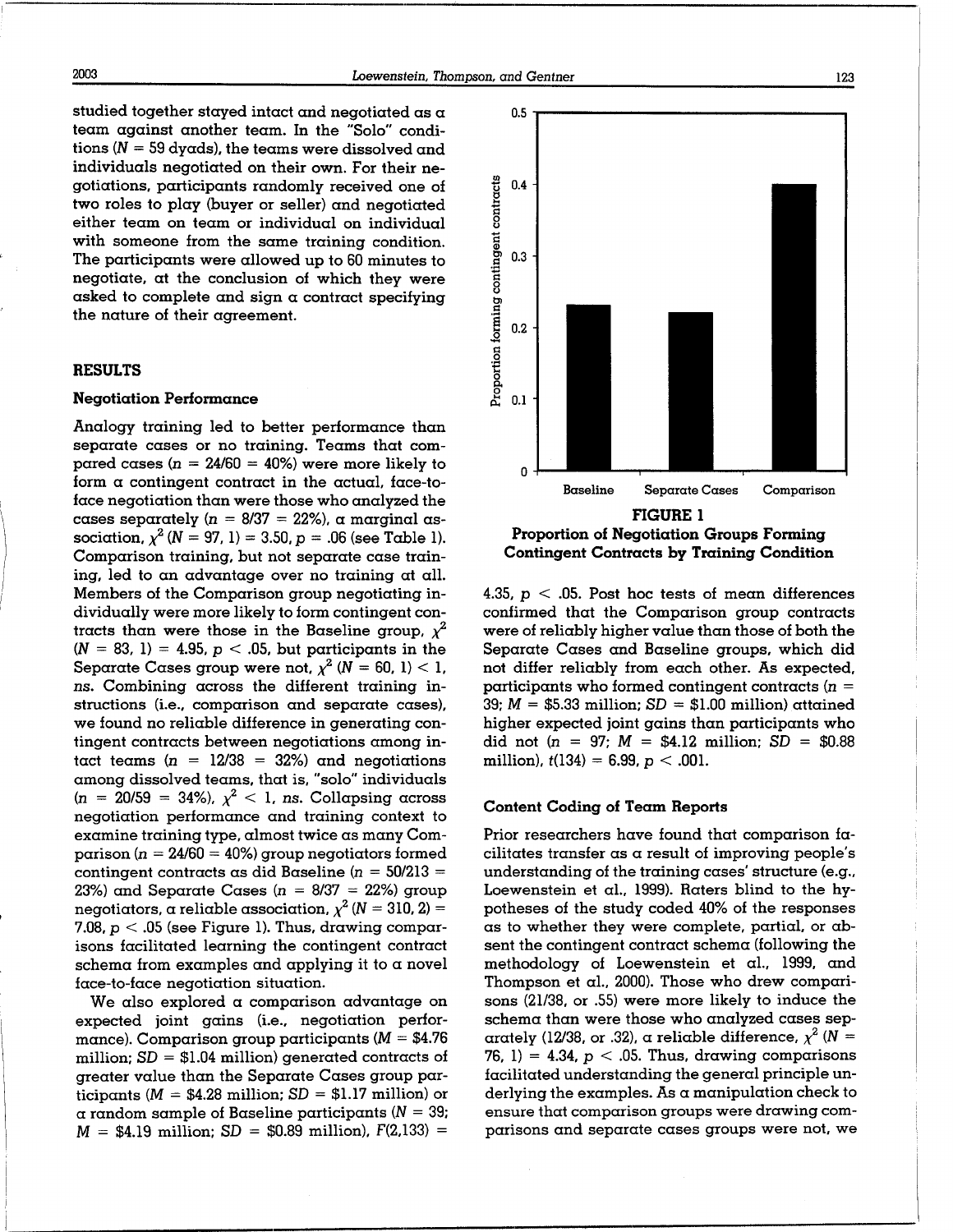studied together stayed intact and negotiated as a team against another team. In the "Solo" conditions ($N = 59$ dyads), the teams were dissolved and individuals negotiated on their own. For their negotiations, participants randomly received one of two roles to play (buyer or seller) and negotiated either team on team or individual on individual with someone from the same training condition. The participants were allowed up to 60 minutes to negotiate, at the conclusion of which they were asked to complete and sign a contract specifying the nature of their agreement.

## RESULTS

### Negotiation Performance

Analogy training led to better performance than separate cases or no training. Teams that compared cases ($n = 24/60 = 40\%$) were more likely to form a contingent contract in the actual, face-to-face negotiation than were those who analyzed the cases separately ($n = 8/37 = 22\%$), a marginal association, $\chi^2$ ($N = 97$, 1) = 3.50, $p = .06$ (see Table 1). Comparison training, but not separate case training, led to an advantage over no training at all. Members of the Comparison group negotiating individually were more likely to form contingent contracts than were those in the Baseline group, $\chi^2$ ($N = 83$, 1) = 4.95, $p < .05$, but participants in the Separate Cases group were not, $\chi^2$ ($N = 60$, 1) < 1, *ns*. Combining across the different training instructions (i.e., comparison and separate cases), we found no reliable difference in generating contingent contracts between negotiations among intact teams ($n = 12/38 = 32\%$) and negotiations among dissolved teams, that is, "solo" individuals ($n = 20/59 = 34\%$), $\chi^2 < 1$, *ns*. Collapsing across negotiation performance and training context to examine training type, almost twice as many Comparison ($n = 24/60 = 40\%$) group negotiators formed contingent contracts as did Baseline ($n = 50/213 = 23\%$) and Separate Cases ($n = 8/37 = 22\%$) group negotiators, a reliable association, $\chi^2$ ($N = 310$, 2) = 7.08, $p < .05$ (see Figure 1). Thus, drawing comparisons facilitated learning the contingent contract schema from examples and applying it to a novel face-to-face negotiation situation.

We also explored a comparison advantage on expected joint gains (i.e., negotiation performance). Comparison group participants ($M$ = \$4.76 million; $SD$ = \$1.04 million) generated contracts of greater value than the Separate Cases group participants ($M$ = \$4.28 million; $SD$ = \$1.17 million) or a random sample of Baseline participants ($N = 39$; $M$ = \$4.19 million; $SD$ = \$0.89 million), $F(2,133) = 4.35$, $p < .05$. Post hoc tests of mean differences confirmed that the Comparison group contracts were of reliably higher value than those of both the Separate Cases and Baseline groups, which did not differ reliably from each other. As expected, participants who formed contingent contracts ($n = 39$; $M$ = \$5.33 million; $SD$ = \$1.00 million) attained higher expected joint gains than participants who did not ($n = 97$; $M$ = \$4.12 million; $SD$ = \$0.88 million), $t(134) = 6.99$, $p < .001$.

**FIGURE 1**
**Proportion of Negotiation Groups Forming Contingent Contracts by Training Condition**

### Content Coding of Team Reports

Prior researchers have found that comparison facilitates transfer as a result of improving people's understanding of the training cases' structure (e.g., Loewenstein et al., 1999). Raters blind to the hypotheses of the study coded 40% of the responses as to whether they were complete, partial, or absent the contingent contract schema (following the methodology of Loewenstein et al., 1999, and Thompson et al., 2000). Those who drew comparisons (21/38, or .55) were more likely to induce the schema than were those who analyzed cases separately (12/38, or .32), a reliable difference, $\chi^2$ ($N = 76$, 1) = 4.34, $p < .05$. Thus, drawing comparisons facilitated understanding the general principle underlying the examples. As a manipulation check to ensure that comparison groups were drawing comparisons and separate cases groups were not, we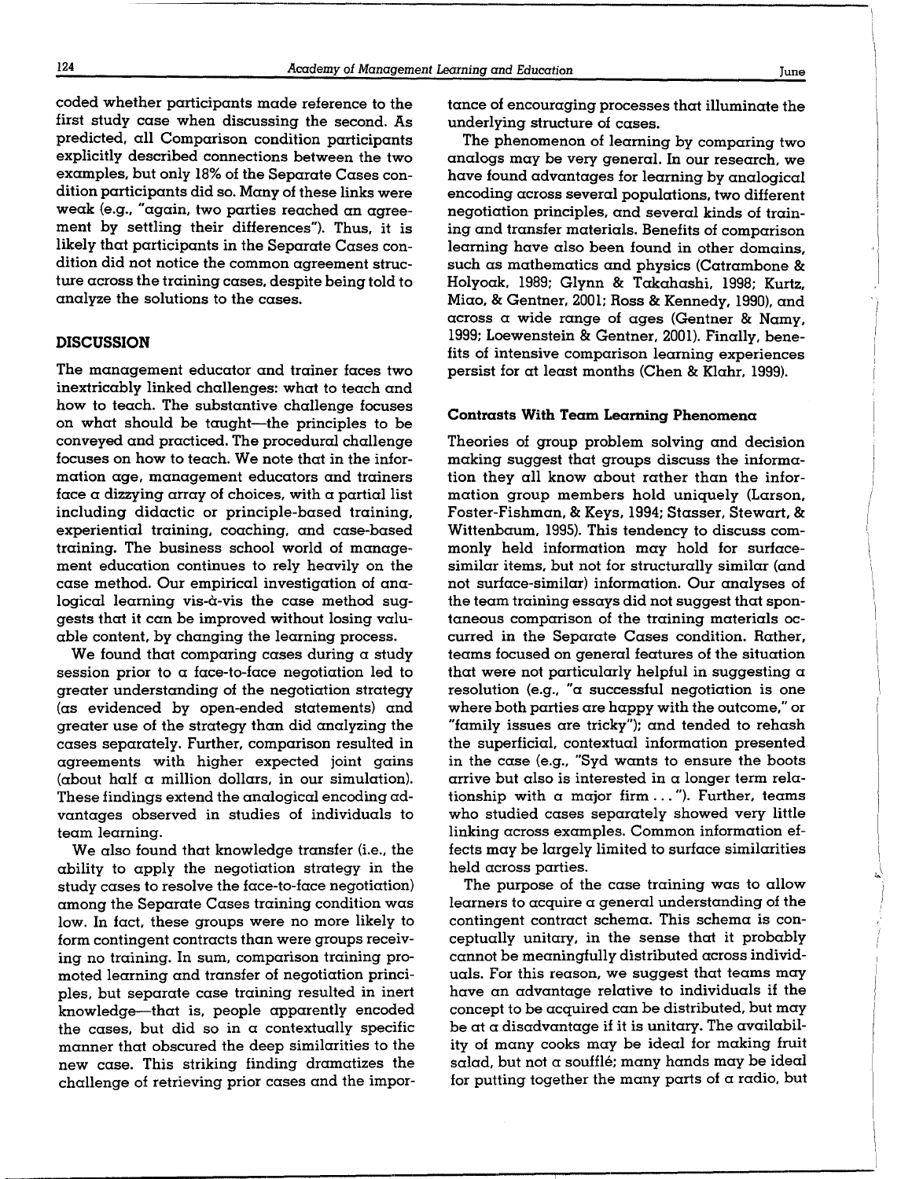coded whether participants made reference to the first study case when discussing the second. As predicted, all Comparison condition participants explicitly described connections between the two examples, but only 18% of the Separate Cases condition participants did so. Many of these links were weak (e.g., "again, two parties reached an agreement by settling their differences"). Thus, it is likely that participants in the Separate Cases condition did not notice the common agreement structure across the training cases, despite being told to analyze the solutions to the cases.

## DISCUSSION

The management educator and trainer faces two inextricably linked challenges: what to teach and how to teach. The substantive challenge focuses on what should be taught—the principles to be conveyed and practiced. The procedural challenge focuses on how to teach. We note that in the information age, management educators and trainers face a dizzying array of choices, with a partial list including didactic or principle-based training, experiential training, coaching, and case-based training. The business school world of management education continues to rely heavily on the case method. Our empirical investigation of analogical learning vis-à-vis the case method suggests that it can be improved without losing valuable content, by changing the learning process.

We found that comparing cases during a study session prior to a face-to-face negotiation led to greater understanding of the negotiation strategy (as evidenced by open-ended statements) and greater use of the strategy than did analyzing the cases separately. Further, comparison resulted in agreements with higher expected joint gains (about half a million dollars, in our simulation). These findings extend the analogical encoding advantages observed in studies of individuals to team learning.

We also found that knowledge transfer (i.e., the ability to apply the negotiation strategy in the study cases to resolve the face-to-face negotiation) among the Separate Cases training condition was low. In fact, these groups were no more likely to form contingent contracts than were groups receiving no training. In sum, comparison training promoted learning and transfer of negotiation principles, but separate case training resulted in inert knowledge—that is, people apparently encoded the cases, but did so in a contextually specific manner that obscured the deep similarities to the new case. This striking finding dramatizes the challenge of retrieving prior cases and the importance of encouraging processes that illuminate the underlying structure of cases.

The phenomenon of learning by comparing two analogs may be very general. In our research, we have found advantages for learning by analogical encoding across several populations, two different negotiation principles, and several kinds of training and transfer materials. Benefits of comparison learning have also been found in other domains, such as mathematics and physics (Catrambone & Holyoak, 1989; Glynn & Takahashi, 1998; Kurtz, Miao, & Gentner, 2001; Ross & Kennedy, 1990), and across a wide range of ages (Gentner & Namy, 1999; Loewenstein & Gentner, 2001). Finally, benefits of intensive comparison learning experiences persist for at least months (Chen & Klahr, 1999).

### Contrasts With Team Learning Phenomena

Theories of group problem solving and decision making suggest that groups discuss the information they all know about rather than the information group members hold uniquely (Larson, Foster-Fishman, & Keys, 1994; Stasser, Stewart, & Wittenbaum, 1995). This tendency to discuss commonly held information may hold for surface-similar items, but not for structurally similar (and not surface-similar) information. Our analyses of the team training essays did not suggest that spontaneous comparison of the training materials occurred in the Separate Cases condition. Rather, teams focused on general features of the situation that were not particularly helpful in suggesting a resolution (e.g., "a successful negotiation is one where both parties are happy with the outcome," or "family issues are tricky"); and tended to rehash the superficial, contextual information presented in the case (e.g., "Syd wants to ensure the boots arrive but also is interested in a longer term relationship with a major firm . . ."). Further, teams who studied cases separately showed very little linking across examples. Common information effects may be largely limited to surface similarities held across parties.

The purpose of the case training was to allow learners to acquire a general understanding of the contingent contract schema. This schema is conceptually unitary, in the sense that it probably cannot be meaningfully distributed across individuals. For this reason, we suggest that teams may have an advantage relative to individuals if the concept to be acquired can be distributed, but may be at a disadvantage if it is unitary. The availability of many cooks may be ideal for making fruit salad, but not a soufflé; many hands may be ideal for putting together the many parts of a radio, but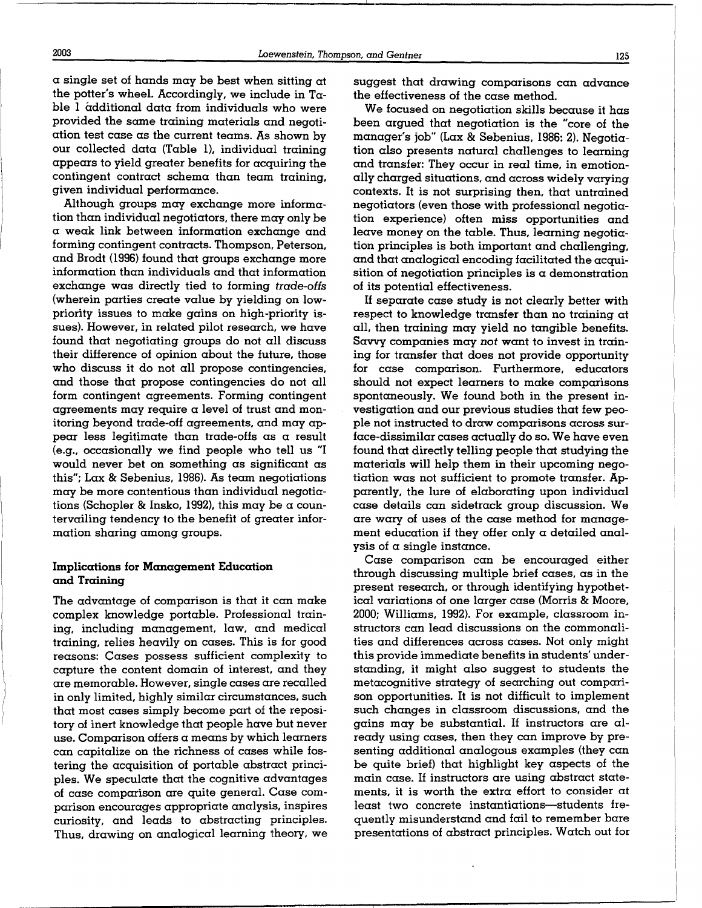a single set of hands may be best when sitting at the potter's wheel. Accordingly, we include in Table 1 additional data from individuals who were provided the same training materials and negotiation test case as the current teams. As shown by our collected data (Table 1), individual training appears to yield greater benefits for acquiring the contingent contract schema than team training, given individual performance.

Although groups may exchange more information than individual negotiators, there may only be a weak link between information exchange and forming contingent contracts. Thompson, Peterson, and Brodt (1996) found that groups exchange more information than individuals and that information exchange was directly tied to forming *trade-offs* (wherein parties create value by yielding on low-priority issues to make gains on high-priority issues). However, in related pilot research, we have found that negotiating groups do not all discuss their difference of opinion about the future, those who discuss it do not all propose contingencies, and those that propose contingencies do not all form contingent agreements. Forming contingent agreements may require a level of trust and monitoring beyond trade-off agreements, and may appear less legitimate than trade-offs as a result (e.g., occasionally we find people who tell us "I would never bet on something as significant as this"; Lax & Sebenius, 1986). As team negotiations may be more contentious than individual negotiations (Schopler & Insko, 1992), this may be a countervailing tendency to the benefit of greater information sharing among groups.

### Implications for Management Education and Training

The advantage of comparison is that it can make complex knowledge portable. Professional training, including management, law, and medical training, relies heavily on cases. This is for good reasons: Cases possess sufficient complexity to capture the content domain of interest, and they are memorable. However, single cases are recalled in only limited, highly similar circumstances, such that most cases simply become part of the repository of inert knowledge that people have but never use. Comparison offers a means by which learners can capitalize on the richness of cases while fostering the acquisition of portable abstract principles. We speculate that the cognitive advantages of case comparison are quite general. Case comparison encourages appropriate analysis, inspires curiosity, and leads to abstracting principles. Thus, drawing on analogical learning theory, we suggest that drawing comparisons can advance the effectiveness of the case method.

We focused on negotiation skills because it has been argued that negotiation is the "core of the manager's job" (Lax & Sebenius, 1986: 2). Negotiation also presents natural challenges to learning and transfer: They occur in real time, in emotionally charged situations, and across widely varying contexts. It is not surprising then, that untrained negotiators (even those with professional negotiation experience) often miss opportunities and leave money on the table. Thus, learning negotiation principles is both important and challenging, and that analogical encoding facilitated the acquisition of negotiation principles is a demonstration of its potential effectiveness.

If separate case study is not clearly better with respect to knowledge transfer than no training at all, then training may yield no tangible benefits. Savvy companies may *not* want to invest in training for transfer that does not provide opportunity for case comparison. Furthermore, educators should not expect learners to make comparisons spontaneously. We found both in the present investigation and our previous studies that few people not instructed to draw comparisons across surface-dissimilar cases actually do so. We have even found that directly telling people that studying the materials will help them in their upcoming negotiation was not sufficient to promote transfer. Apparently, the lure of elaborating upon individual case details can sidetrack group discussion. We are wary of uses of the case method for management education if they offer only a detailed analysis of a single instance.

Case comparison can be encouraged either through discussing multiple brief cases, as in the present research, or through identifying hypothetical variations of one larger case (Morris & Moore, 2000; Williams, 1992). For example, classroom instructors can lead discussions on the commonalities and differences across cases. Not only might this provide immediate benefits in students' understanding, it might also suggest to students the metacognitive strategy of searching out comparison opportunities. It is not difficult to implement such changes in classroom discussions, and the gains may be substantial. If instructors are already using cases, then they can improve by presenting additional analogous examples (they can be quite brief) that highlight key aspects of the main case. If instructors are using abstract statements, it is worth the extra effort to consider at least two concrete instantiations—students frequently misunderstand and fail to remember bare presentations of abstract principles. Watch out for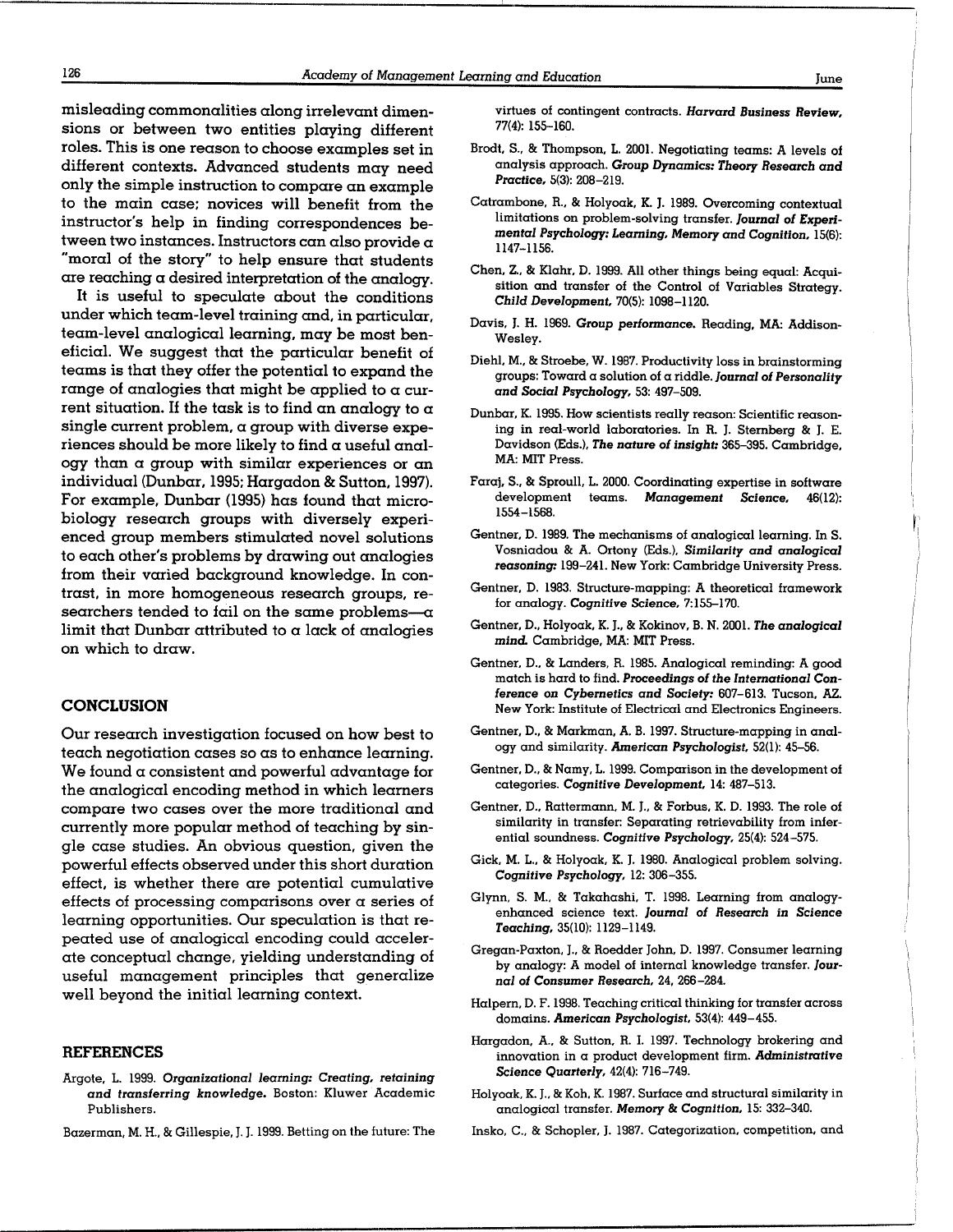misleading commonalities along irrelevant dimensions or between two entities playing different roles. This is one reason to choose examples set in different contexts. Advanced students may need only the simple instruction to compare an example to the main case; novices will benefit from the instructor's help in finding correspondences between two instances. Instructors can also provide a "moral of the story" to help ensure that students are reaching a desired interpretation of the analogy.

It is useful to speculate about the conditions under which team-level training and, in particular, team-level analogical learning, may be most beneficial. We suggest that the particular benefit of teams is that they offer the potential to expand the range of analogies that might be applied to a current situation. If the task is to find an analogy to a single current problem, a group with diverse experiences should be more likely to find a useful analogy than a group with similar experiences or an individual (Dunbar, 1995; Hargadon & Sutton, 1997). For example, Dunbar (1995) has found that microbiology research groups with diversely experienced group members stimulated novel solutions to each other's problems by drawing out analogies from their varied background knowledge. In contrast, in more homogeneous research groups, researchers tended to fail on the same problems—a limit that Dunbar attributed to a lack of analogies on which to draw.

## CONCLUSION

Our research investigation focused on how best to teach negotiation cases so as to enhance learning. We found a consistent and powerful advantage for the analogical encoding method in which learners compare two cases over the more traditional and currently more popular method of teaching by single case studies. An obvious question, given the powerful effects observed under this short duration effect, is whether there are potential cumulative effects of processing comparisons over a series of learning opportunities. Our speculation is that repeated use of analogical encoding could accelerate conceptual change, yielding understanding of useful management principles that generalize well beyond the initial learning context.

## REFERENCES

Argote, L. 1999. ***Organizational learning: Creating, retaining and transferring knowledge.*** Boston: Kluwer Academic Publishers.

Bazerman, M. H., & Gillespie, J. J. 1999. Betting on the future: The virtues of contingent contracts. ***Harvard Business Review,*** 77(4): 155–160.

Brodt, S., & Thompson, L. 2001. Negotiating teams: A levels of analysis approach. ***Group Dynamics: Theory Research and Practice,*** 5(3): 208–219.

Catrambone, R., & Holyoak, K. J. 1989. Overcoming contextual limitations on problem-solving transfer. ***Journal of Experimental Psychology: Learning, Memory and Cognition,*** 15(6): 1147–1156.

Chen, Z., & Klahr, D. 1999. All other things being equal: Acquisition and transfer of the Control of Variables Strategy. ***Child Development,*** 70(5): 1098–1120.

Davis, J. H. 1969. ***Group performance.*** Reading, MA: Addison-Wesley.

Diehl, M., & Stroebe, W. 1987. Productivity loss in brainstorming groups: Toward a solution of a riddle. ***Journal of Personality and Social Psychology,*** 53: 497–509.

Dunbar, K. 1995. How scientists really reason: Scientific reasoning in real-world laboratories. In R. J. Sternberg & J. E. Davidson (Eds.), ***The nature of insight:*** 365–395. Cambridge, MA: MIT Press.

Faraj, S., & Sproull, L. 2000. Coordinating expertise in software development teams. ***Management Science,*** 46(12): 1554–1568.

Gentner, D. 1989. The mechanisms of analogical learning. In S. Vosniadou & A. Ortony (Eds.), ***Similarity and analogical reasoning:*** 199–241. New York: Cambridge University Press.

Gentner, D. 1983. Structure-mapping: A theoretical framework for analogy. ***Cognitive Science,*** 7:155–170.

Gentner, D., Holyoak, K. J., & Kokinov, B. N. 2001. ***The analogical mind.*** Cambridge, MA: MIT Press.

Gentner, D., & Landers, R. 1985. Analogical reminding: A good match is hard to find. ***Proceedings of the International Conference on Cybernetics and Society:*** 607–613. Tucson, AZ. New York: Institute of Electrical and Electronics Engineers.

Gentner, D., & Markman, A. B. 1997. Structure-mapping in analogy and similarity. ***American Psychologist,*** 52(1): 45–56.

Gentner, D., & Namy, L. 1999. Comparison in the development of categories. ***Cognitive Development,*** 14: 487–513.

Gentner, D., Rattermann, M. J., & Forbus, K. D. 1993. The role of similarity in transfer: Separating retrievability from inferential soundness. ***Cognitive Psychology,*** 25(4): 524–575.

Gick, M. L., & Holyoak, K. J. 1980. Analogical problem solving. ***Cognitive Psychology,*** 12: 306–355.

Glynn, S. M., & Takahashi, T. 1998. Learning from analogy-enhanced science text. ***Journal of Research in Science Teaching,*** 35(10): 1129–1149.

Gregan-Paxton, J., & Roedder John, D. 1997. Consumer learning by analogy: A model of internal knowledge transfer. ***Journal of Consumer Research,*** 24, 266–284.

Halpern, D. F. 1998. Teaching critical thinking for transfer across domains. ***American Psychologist,*** 53(4): 449–455.

Hargadon, A., & Sutton, R. I. 1997. Technology brokering and innovation in a product development firm. ***Administrative Science Quarterly,*** 42(4): 716–749.

Holyoak, K. J., & Koh, K. 1987. Surface and structural similarity in analogical transfer. ***Memory & Cognition,*** 15: 332–340.

Insko, C., & Schopler, J. 1987. Categorization, competition, and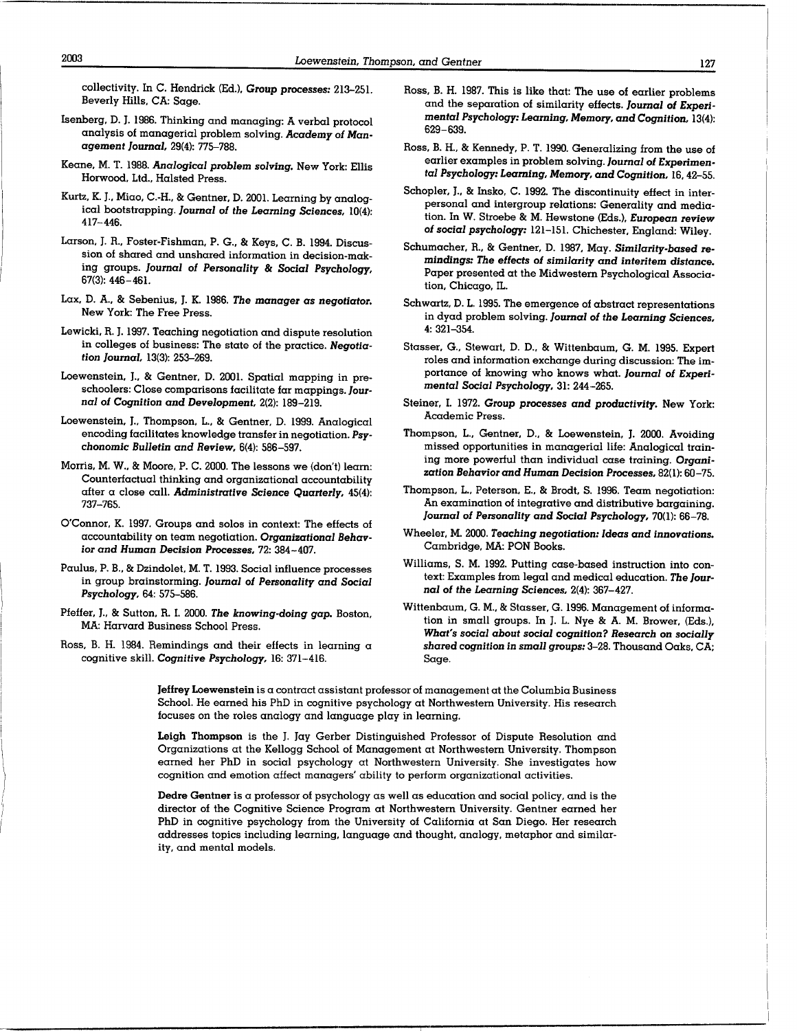collectivity. In C. Hendrick (Ed.), **Group processes:** 213–251. Beverly Hills, CA: Sage.

Isenberg, D. J. 1986. Thinking and managing: A verbal protocol analysis of managerial problem solving. **Academy of Management Journal,** 29(4): 775–788.

Keane, M. T. 1988. **Analogical problem solving.** New York: Ellis Horwood, Ltd., Halsted Press.

Kurtz, K. J., Miao, C.-H., & Gentner, D. 2001. Learning by analogical bootstrapping. **Journal of the Learning Sciences,** 10(4): 417–446.

Larson, J. R., Foster-Fishman, P. G., & Keys, C. B. 1994. Discussion of shared and unshared information in decision-making groups. **Journal of Personality & Social Psychology,** 67(3): 446–461.

Lax, D. A., & Sebenius, J. K. 1986. **The manager as negotiator.** New York: The Free Press.

Lewicki, R. J. 1997. Teaching negotiation and dispute resolution in colleges of business: The state of the practice. **Negotiation Journal,** 13(3): 253–269.

Loewenstein, J., & Gentner, D. 2001. Spatial mapping in preschoolers: Close comparisons facilitate far mappings. **Journal of Cognition and Development,** 2(2): 189–219.

Loewenstein, J., Thompson, L., & Gentner, D. 1999. Analogical encoding facilitates knowledge transfer in negotiation. **Psychonomic Bulletin and Review,** 6(4): 586–597.

Morris, M. W., & Moore, P. C. 2000. The lessons we (don't) learn: Counterfactual thinking and organizational accountability after a close call. **Administrative Science Quarterly,** 45(4): 737–765.

O'Connor, K. 1997. Groups and solos in context: The effects of accountability on team negotiation. **Organizational Behavior and Human Decision Processes,** 72: 384–407.

Paulus, P. B., & Dzindolet, M. T. 1993. Social influence processes in group brainstorming. **Journal of Personality and Social Psychology,** 64: 575–586.

Pfeffer, J., & Sutton, R. I. 2000. **The knowing-doing gap.** Boston, MA: Harvard Business School Press.

Ross, B. H. 1984. Remindings and their effects in learning a cognitive skill. **Cognitive Psychology,** 16: 371–416.

Ross, B. H. 1987. This is like that: The use of earlier problems and the separation of similarity effects. **Journal of Experimental Psychology: Learning, Memory, and Cognition,** 13(4): 629–639.

Ross, B. H., & Kennedy, P. T. 1990. Generalizing from the use of earlier examples in problem solving. **Journal of Experimental Psychology: Learning, Memory, and Cognition,** 16, 42–55.

Schopler, J., & Insko, C. 1992. The discontinuity effect in interpersonal and intergroup relations: Generality and mediation. In W. Stroebe & M. Hewstone (Eds.), **European review of social psychology:** 121–151. Chichester, England: Wiley.

Schumacher, R., & Gentner, D. 1987, May. **Similarity-based remindings: The effects of similarity and interitem distance.** Paper presented at the Midwestern Psychological Association, Chicago, IL.

Schwartz, D. L. 1995. The emergence of abstract representations in dyad problem solving. **Journal of the Learning Sciences,** 4: 321–354.

Stasser, G., Stewart, D. D., & Wittenbaum, G. M. 1995. Expert roles and information exchange during discussion: The importance of knowing who knows what. **Journal of Experimental Social Psychology,** 31: 244–265.

Steiner, I. 1972. **Group processes and productivity.** New York: Academic Press.

Thompson, L., Gentner, D., & Loewenstein, J. 2000. Avoiding missed opportunities in managerial life: Analogical training more powerful than individual case training. **Organization Behavior and Human Decision Processes,** 82(1): 60–75.

Thompson, L., Peterson, E., & Brodt, S. 1996. Team negotiation: An examination of integrative and distributive bargaining. **Journal of Personality and Social Psychology,** 70(1): 66–78.

Wheeler, M. 2000. **Teaching negotiation: Ideas and innovations.** Cambridge, MA: PON Books.

Williams, S. M. 1992. Putting case-based instruction into context: Examples from legal and medical education. **The Journal of the Learning Sciences,** 2(4): 367–427.

Wittenbaum, G. M., & Stasser, G. 1996. Management of information in small groups. In J. L. Nye & A. M. Brower, (Eds.), **What's social about social cognition? Research on socially shared cognition in small groups:** 3–28. Thousand Oaks, CA; Sage.

**Jeffrey Loewenstein** is a contract assistant professor of management at the Columbia Business School. He earned his PhD in cognitive psychology at Northwestern University. His research focuses on the roles analogy and language play in learning.

**Leigh Thompson** is the J. Jay Gerber Distinguished Professor of Dispute Resolution and Organizations at the Kellogg School of Management at Northwestern University. Thompson earned her PhD in social psychology at Northwestern University. She investigates how cognition and emotion affect managers' ability to perform organizational activities.

**Dedre Gentner** is a professor of psychology as well as education and social policy, and is the director of the Cognitive Science Program at Northwestern University. Gentner earned her PhD in cognitive psychology from the University of California at San Diego. Her research addresses topics including learning, language and thought, analogy, metaphor and similarity, and mental models.